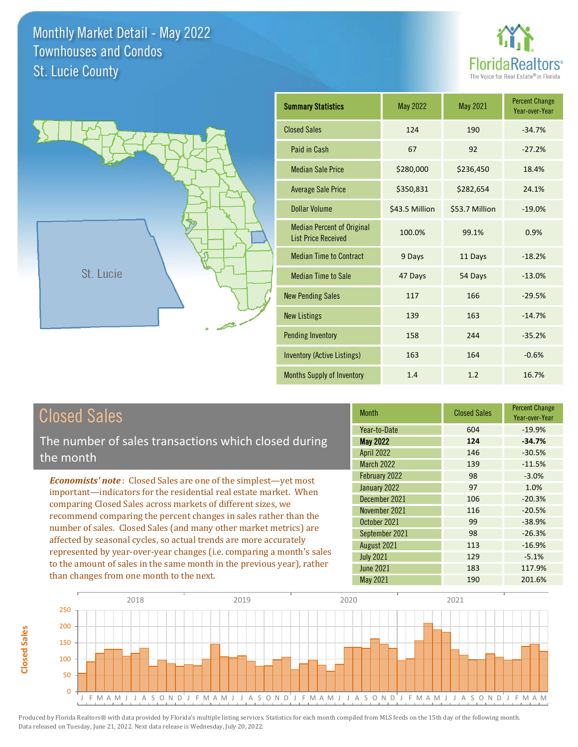# Monthly Market Detail - May 2022
## Townhouses and Condos
## St. Lucie County

| Summary Statistics | May 2022 | May 2021 | Percent Change Year-over-Year |
|---|---|---|---|
| Closed Sales | 124 | 190 | -34.7% |
| Paid in Cash | 67 | 92 | -27.2% |
| Median Sale Price | $280,000 | $236,450 | 18.4% |
| Average Sale Price | $350,831 | $282,654 | 24.1% |
| Dollar Volume | $43.5 Million | $53.7 Million | -19.0% |
| Median Percent of Original List Price Received | 100.0% | 99.1% | 0.9% |
| Median Time to Contract | 9 Days | 11 Days | -18.2% |
| Median Time to Sale | 47 Days | 54 Days | -13.0% |
| New Pending Sales | 117 | 166 | -29.5% |
| New Listings | 139 | 163 | -14.7% |
| Pending Inventory | 158 | 244 | -35.2% |
| Inventory (Active Listings) | 163 | 164 | -0.6% |
| Months Supply of Inventory | 1.4 | 1.2 | 16.7% |

## Closed Sales

The number of sales transactions which closed during the month

***Economists' note***: Closed Sales are one of the simplest—yet most important—indicators for the residential real estate market. When comparing Closed Sales across markets of different sizes, we recommend comparing the percent changes in sales rather than the number of sales. Closed Sales (and many other market metrics) are affected by seasonal cycles, so actual trends are more accurately represented by year-over-year changes (i.e. comparing a month's sales to the amount of sales in the same month in the previous year), rather than changes from one month to the next.

| Month | Closed Sales | Percent Change Year-over-Year |
|---|---|---|
| Year-to-Date | 604 | -19.9% |
| **May 2022** | **124** | **-34.7%** |
| April 2022 | 146 | -30.5% |
| March 2022 | 139 | -11.5% |
| February 2022 | 98 | -3.0% |
| January 2022 | 97 | 1.0% |
| December 2021 | 106 | -20.3% |
| November 2021 | 116 | -20.5% |
| October 2021 | 99 | -38.9% |
| September 2021 | 98 | -26.3% |
| August 2021 | 113 | -16.9% |
| July 2021 | 129 | -5.1% |
| June 2021 | 183 | 117.9% |
| May 2021 | 190 | 201.6% |

Produced by Florida Realtors® with data provided by Florida's multiple listing services. Statistics for each month compiled from MLS feeds on the 15th day of the following month. Data released on Tuesday, June 21, 2022. Next data release is Wednesday, July 20, 2022.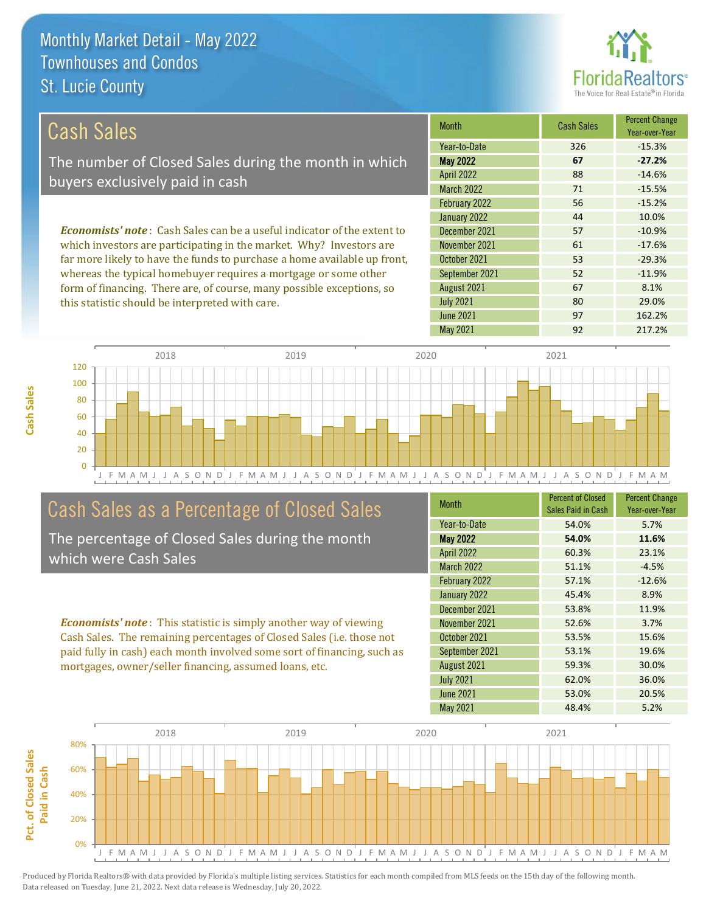# Monthly Market Detail - May 2022
## Townhouses and Condos
## St. Lucie County

## Cash Sales

The number of Closed Sales during the month in which buyers exclusively paid in cash

***Economists' note***: Cash Sales can be a useful indicator of the extent to which investors are participating in the market. Why? Investors are far more likely to have the funds to purchase a home available up front, whereas the typical homebuyer requires a mortgage or some other form of financing. There are, of course, many possible exceptions, so this statistic should be interpreted with care.

| Month | Cash Sales | Percent Change Year-over-Year |
|---|---|---|
| Year-to-Date | 326 | -15.3% |
| **May 2022** | **67** | **-27.2%** |
| April 2022 | 88 | -14.6% |
| March 2022 | 71 | -15.5% |
| February 2022 | 56 | -15.2% |
| January 2022 | 44 | 10.0% |
| December 2021 | 57 | -10.9% |
| November 2021 | 61 | -17.6% |
| October 2021 | 53 | -29.3% |
| September 2021 | 52 | -11.9% |
| August 2021 | 67 | 8.1% |
| July 2021 | 80 | 29.0% |
| June 2021 | 97 | 162.2% |
| May 2021 | 92 | 217.2% |

## Cash Sales as a Percentage of Closed Sales

The percentage of Closed Sales during the month which were Cash Sales

***Economists' note***: This statistic is simply another way of viewing Cash Sales. The remaining percentages of Closed Sales (i.e. those not paid fully in cash) each month involved some sort of financing, such as mortgages, owner/seller financing, assumed loans, etc.

| Month | Percent of Closed Sales Paid in Cash | Percent Change Year-over-Year |
|---|---|---|
| Year-to-Date | 54.0% | 5.7% |
| **May 2022** | **54.0%** | **11.6%** |
| April 2022 | 60.3% | 23.1% |
| March 2022 | 51.1% | -4.5% |
| February 2022 | 57.1% | -12.6% |
| January 2022 | 45.4% | 8.9% |
| December 2021 | 53.8% | 11.9% |
| November 2021 | 52.6% | 3.7% |
| October 2021 | 53.5% | 15.6% |
| September 2021 | 53.1% | 19.6% |
| August 2021 | 59.3% | 30.0% |
| July 2021 | 62.0% | 36.0% |
| June 2021 | 53.0% | 20.5% |
| May 2021 | 48.4% | 5.2% |

Produced by Florida Realtors® with data provided by Florida's multiple listing services. Statistics for each month compiled from MLS feeds on the 15th day of the following month. Data released on Tuesday, June 21, 2022. Next data release is Wednesday, July 20, 2022.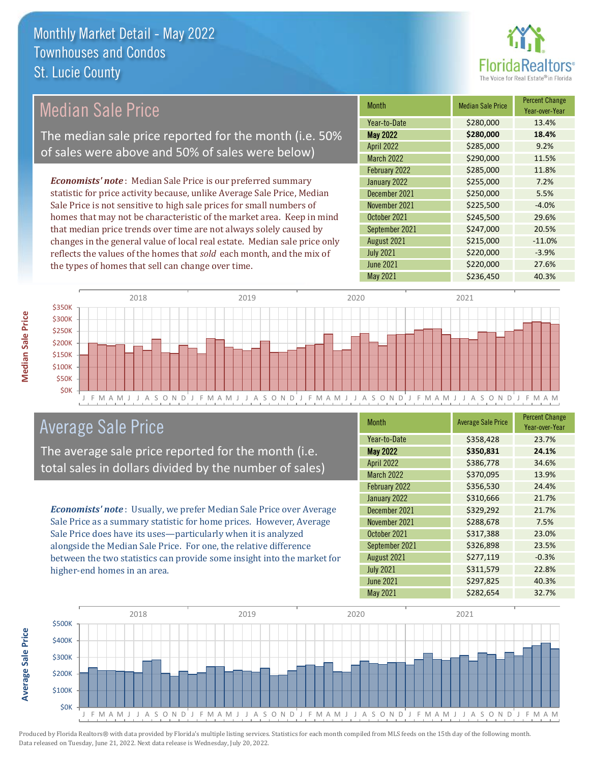# Monthly Market Detail - May 2022
## Townhouses and Condos
## St. Lucie County

## Median Sale Price

The median sale price reported for the month (i.e. 50% of sales were above and 50% of sales were below)

*Economists' note*: Median Sale Price is our preferred summary statistic for price activity because, unlike Average Sale Price, Median Sale Price is not sensitive to high sale prices for small numbers of homes that may not be characteristic of the market area. Keep in mind that median price trends over time are not always solely caused by changes in the general value of local real estate. Median sale price only reflects the values of the homes that *sold* each month, and the mix of the types of homes that sell can change over time.

| Month | Median Sale Price | Percent Change Year-over-Year |
|---|---|---|
| Year-to-Date | $280,000 | 13.4% |
| **May 2022** | **$280,000** | **18.4%** |
| April 2022 | $285,000 | 9.2% |
| March 2022 | $290,000 | 11.5% |
| February 2022 | $285,000 | 11.8% |
| January 2022 | $255,000 | 7.2% |
| December 2021 | $250,000 | 5.5% |
| November 2021 | $225,500 | -4.0% |
| October 2021 | $245,500 | 29.6% |
| September 2021 | $247,000 | 20.5% |
| August 2021 | $215,000 | -11.0% |
| July 2021 | $220,000 | -3.9% |
| June 2021 | $220,000 | 27.6% |
| May 2021 | $236,450 | 40.3% |

## Average Sale Price

The average sale price reported for the month (i.e. total sales in dollars divided by the number of sales)

*Economists' note*: Usually, we prefer Median Sale Price over Average Sale Price as a summary statistic for home prices. However, Average Sale Price does have its uses—particularly when it is analyzed alongside the Median Sale Price. For one, the relative difference between the two statistics can provide some insight into the market for higher-end homes in an area.

| Month | Average Sale Price | Percent Change Year-over-Year |
|---|---|---|
| Year-to-Date | $358,428 | 23.7% |
| **May 2022** | **$350,831** | **24.1%** |
| April 2022 | $386,778 | 34.6% |
| March 2022 | $370,095 | 13.9% |
| February 2022 | $356,530 | 24.4% |
| January 2022 | $310,666 | 21.7% |
| December 2021 | $329,292 | 21.7% |
| November 2021 | $288,678 | 7.5% |
| October 2021 | $317,388 | 23.0% |
| September 2021 | $326,898 | 23.5% |
| August 2021 | $277,119 | -0.3% |
| July 2021 | $311,579 | 22.8% |
| June 2021 | $297,825 | 40.3% |
| May 2021 | $282,654 | 32.7% |

Produced by Florida Realtors® with data provided by Florida's multiple listing services. Statistics for each month compiled from MLS feeds on the 15th day of the following month. Data released on Tuesday, June 21, 2022. Next data release is Wednesday, July 20, 2022.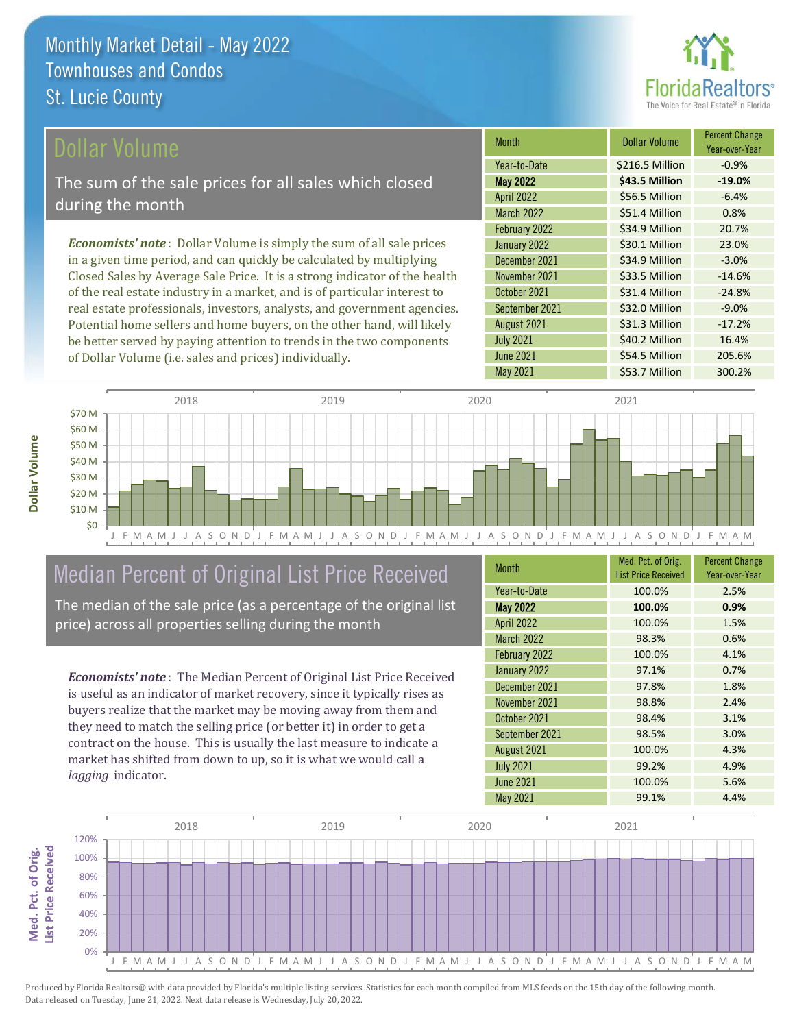# Monthly Market Detail - May 2022
## Townhouses and Condos
## St. Lucie County

## Dollar Volume

The sum of the sale prices for all sales which closed during the month

*Economists' note*: Dollar Volume is simply the sum of all sale prices in a given time period, and can quickly be calculated by multiplying Closed Sales by Average Sale Price. It is a strong indicator of the health of the real estate industry in a market, and is of particular interest to real estate professionals, investors, analysts, and government agencies. Potential home sellers and home buyers, on the other hand, will likely be better served by paying attention to trends in the two components of Dollar Volume (i.e. sales and prices) individually.

| Month | Dollar Volume | Percent Change Year-over-Year |
|---|---|---|
| Year-to-Date | $216.5 Million | -0.9% |
| **May 2022** | **$43.5 Million** | **-19.0%** |
| April 2022 | $56.5 Million | -6.4% |
| March 2022 | $51.4 Million | 0.8% |
| February 2022 | $34.9 Million | 20.7% |
| January 2022 | $30.1 Million | 23.0% |
| December 2021 | $34.9 Million | -3.0% |
| November 2021 | $33.5 Million | -14.6% |
| October 2021 | $31.4 Million | -24.8% |
| September 2021 | $32.0 Million | -9.0% |
| August 2021 | $31.3 Million | -17.2% |
| July 2021 | $40.2 Million | 16.4% |
| June 2021 | $54.5 Million | 205.6% |
| May 2021 | $53.7 Million | 300.2% |

## Median Percent of Original List Price Received

The median of the sale price (as a percentage of the original list price) across all properties selling during the month

*Economists' note*: The Median Percent of Original List Price Received is useful as an indicator of market recovery, since it typically rises as buyers realize that the market may be moving away from them and they need to match the selling price (or better it) in order to get a contract on the house. This is usually the last measure to indicate a market has shifted from down to up, so it is what we would call a *lagging* indicator.

| Month | Med. Pct. of Orig. List Price Received | Percent Change Year-over-Year |
|---|---|---|
| Year-to-Date | 100.0% | 2.5% |
| **May 2022** | **100.0%** | **0.9%** |
| April 2022 | 100.0% | 1.5% |
| March 2022 | 98.3% | 0.6% |
| February 2022 | 100.0% | 4.1% |
| January 2022 | 97.1% | 0.7% |
| December 2021 | 97.8% | 1.8% |
| November 2021 | 98.8% | 2.4% |
| October 2021 | 98.4% | 3.1% |
| September 2021 | 98.5% | 3.0% |
| August 2021 | 100.0% | 4.3% |
| July 2021 | 99.2% | 4.9% |
| June 2021 | 100.0% | 5.6% |
| May 2021 | 99.1% | 4.4% |

Produced by Florida Realtors® with data provided by Florida's multiple listing services. Statistics for each month compiled from MLS feeds on the 15th day of the following month. Data released on Tuesday, June 21, 2022. Next data release is Wednesday, July 20, 2022.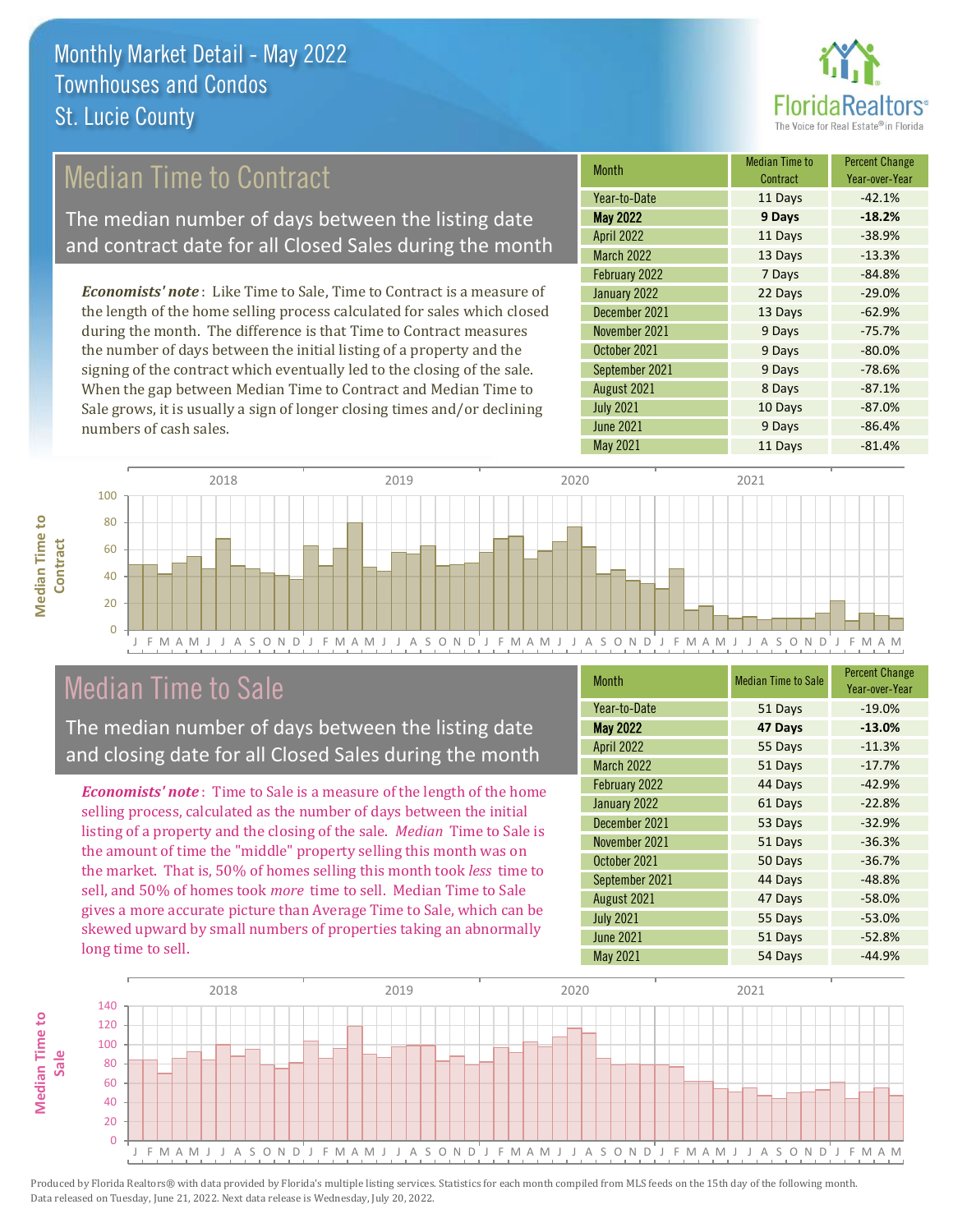Monthly Market Detail - May 2022
Townhouses and Condos
St. Lucie County

## Median Time to Contract

The median number of days between the listing date and contract date for all Closed Sales during the month

*Economists' note*: Like Time to Sale, Time to Contract is a measure of the length of the home selling process calculated for sales which closed during the month. The difference is that Time to Contract measures the number of days between the initial listing of a property and the signing of the contract which eventually led to the closing of the sale. When the gap between Median Time to Contract and Median Time to Sale grows, it is usually a sign of longer closing times and/or declining numbers of cash sales.

| Month | Median Time to Contract | Percent Change Year-over-Year |
|---|---|---|
| Year-to-Date | 11 Days | -42.1% |
| **May 2022** | **9 Days** | **-18.2%** |
| April 2022 | 11 Days | -38.9% |
| March 2022 | 13 Days | -13.3% |
| February 2022 | 7 Days | -84.8% |
| January 2022 | 22 Days | -29.0% |
| December 2021 | 13 Days | -62.9% |
| November 2021 | 9 Days | -75.7% |
| October 2021 | 9 Days | -80.0% |
| September 2021 | 9 Days | -78.6% |
| August 2021 | 8 Days | -87.1% |
| July 2021 | 10 Days | -87.0% |
| June 2021 | 9 Days | -86.4% |
| May 2021 | 11 Days | -81.4% |

## Median Time to Sale

The median number of days between the listing date and closing date for all Closed Sales during the month

*Economists' note*: Time to Sale is a measure of the length of the home selling process, calculated as the number of days between the initial listing of a property and the closing of the sale. *Median* Time to Sale is the amount of time the "middle" property selling this month was on the market. That is, 50% of homes selling this month took *less* time to sell, and 50% of homes took *more* time to sell. Median Time to Sale gives a more accurate picture than Average Time to Sale, which can be skewed upward by small numbers of properties taking an abnormally long time to sell.

| Month | Median Time to Sale | Percent Change Year-over-Year |
|---|---|---|
| Year-to-Date | 51 Days | -19.0% |
| **May 2022** | **47 Days** | **-13.0%** |
| April 2022 | 55 Days | -11.3% |
| March 2022 | 51 Days | -17.7% |
| February 2022 | 44 Days | -42.9% |
| January 2022 | 61 Days | -22.8% |
| December 2021 | 53 Days | -32.9% |
| November 2021 | 51 Days | -36.3% |
| October 2021 | 50 Days | -36.7% |
| September 2021 | 44 Days | -48.8% |
| August 2021 | 47 Days | -58.0% |
| July 2021 | 55 Days | -53.0% |
| June 2021 | 51 Days | -52.8% |
| May 2021 | 54 Days | -44.9% |

Produced by Florida Realtors® with data provided by Florida's multiple listing services. Statistics for each month compiled from MLS feeds on the 15th day of the following month. Data released on Tuesday, June 21, 2022. Next data release is Wednesday, July 20, 2022.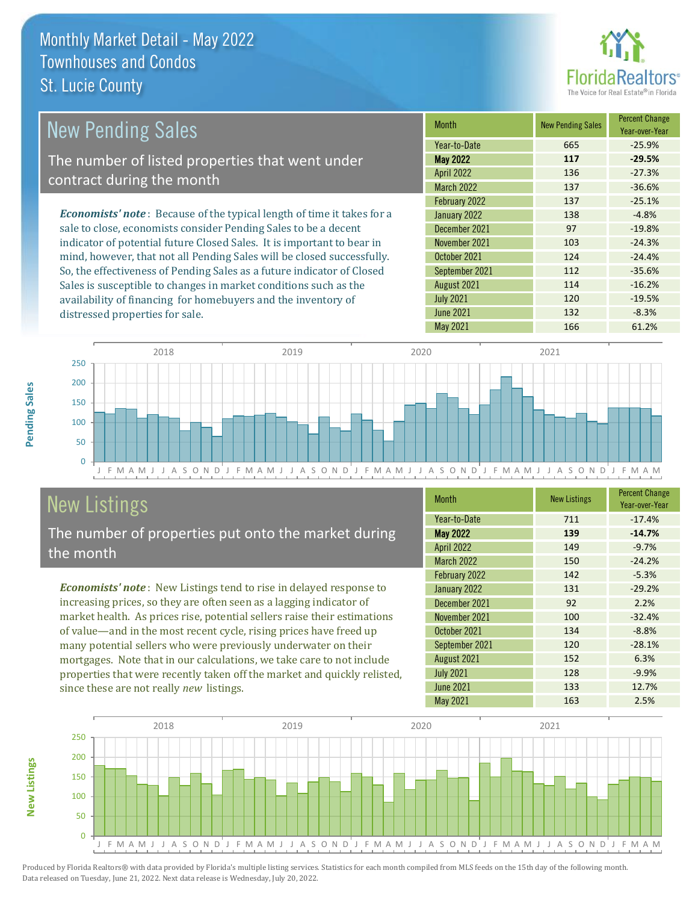# Monthly Market Detail - May 2022
## Townhouses and Condos
## St. Lucie County

## New Pending Sales

The number of listed properties that went under contract during the month

*Economists' note*: Because of the typical length of time it takes for a sale to close, economists consider Pending Sales to be a decent indicator of potential future Closed Sales. It is important to bear in mind, however, that not all Pending Sales will be closed successfully. So, the effectiveness of Pending Sales as a future indicator of Closed Sales is susceptible to changes in market conditions such as the availability of financing for homebuyers and the inventory of distressed properties for sale.

| Month | New Pending Sales | Percent Change Year-over-Year |
|---|---|---|
| Year-to-Date | 665 | -25.9% |
| **May 2022** | **117** | **-29.5%** |
| April 2022 | 136 | -27.3% |
| March 2022 | 137 | -36.6% |
| February 2022 | 137 | -25.1% |
| January 2022 | 138 | -4.8% |
| December 2021 | 97 | -19.8% |
| November 2021 | 103 | -24.3% |
| October 2021 | 124 | -24.4% |
| September 2021 | 112 | -35.6% |
| August 2021 | 114 | -16.2% |
| July 2021 | 120 | -19.5% |
| June 2021 | 132 | -8.3% |
| May 2021 | 166 | 61.2% |

## New Listings

The number of properties put onto the market during the month

*Economists' note*: New Listings tend to rise in delayed response to increasing prices, so they are often seen as a lagging indicator of market health. As prices rise, potential sellers raise their estimations of value—and in the most recent cycle, rising prices have freed up many potential sellers who were previously underwater on their mortgages. Note that in our calculations, we take care to not include properties that were recently taken off the market and quickly relisted, since these are not really *new* listings.

| Month | New Listings | Percent Change Year-over-Year |
|---|---|---|
| Year-to-Date | 711 | -17.4% |
| **May 2022** | **139** | **-14.7%** |
| April 2022 | 149 | -9.7% |
| March 2022 | 150 | -24.2% |
| February 2022 | 142 | -5.3% |
| January 2022 | 131 | -29.2% |
| December 2021 | 92 | 2.2% |
| November 2021 | 100 | -32.4% |
| October 2021 | 134 | -8.8% |
| September 2021 | 120 | -28.1% |
| August 2021 | 152 | 6.3% |
| July 2021 | 128 | -9.9% |
| June 2021 | 133 | 12.7% |
| May 2021 | 163 | 2.5% |

Produced by Florida Realtors® with data provided by Florida's multiple listing services. Statistics for each month compiled from MLS feeds on the 15th day of the following month. Data released on Tuesday, June 21, 2022. Next data release is Wednesday, July 20, 2022.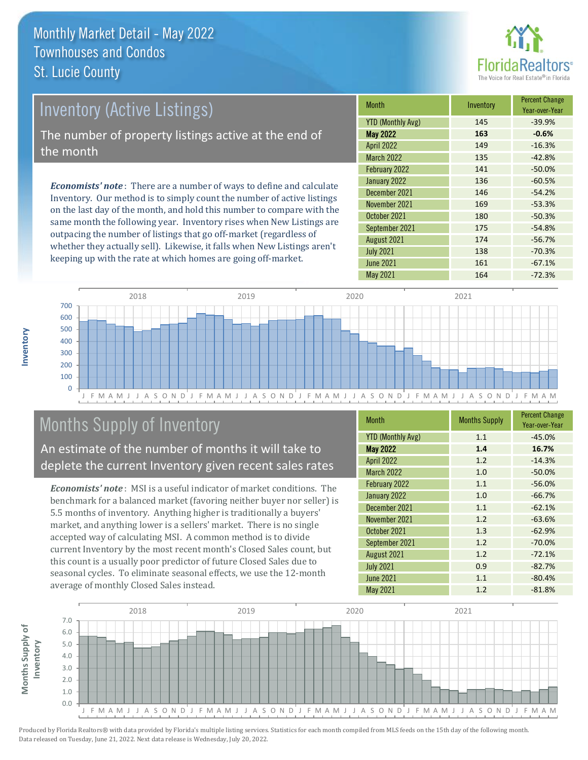# Monthly Market Detail - May 2022
## Townhouses and Condos
## St. Lucie County

## Inventory (Active Listings)

The number of property listings active at the end of the month

***Economists' note*** : There are a number of ways to define and calculate Inventory. Our method is to simply count the number of active listings on the last day of the month, and hold this number to compare with the same month the following year. Inventory rises when New Listings are outpacing the number of listings that go off-market (regardless of whether they actually sell). Likewise, it falls when New Listings aren't keeping up with the rate at which homes are going off-market.

| Month | Inventory | Percent Change Year-over-Year |
|---|---|---|
| YTD (Monthly Avg) | 145 | -39.9% |
| **May 2022** | **163** | **-0.6%** |
| April 2022 | 149 | -16.3% |
| March 2022 | 135 | -42.8% |
| February 2022 | 141 | -50.0% |
| January 2022 | 136 | -60.5% |
| December 2021 | 146 | -54.2% |
| November 2021 | 169 | -53.3% |
| October 2021 | 180 | -50.3% |
| September 2021 | 175 | -54.8% |
| August 2021 | 174 | -56.7% |
| July 2021 | 138 | -70.3% |
| June 2021 | 161 | -67.1% |
| May 2021 | 164 | -72.3% |

## Months Supply of Inventory

An estimate of the number of months it will take to deplete the current Inventory given recent sales rates

***Economists' note*** : MSI is a useful indicator of market conditions. The benchmark for a balanced market (favoring neither buyer nor seller) is 5.5 months of inventory. Anything higher is traditionally a buyers' market, and anything lower is a sellers' market. There is no single accepted way of calculating MSI. A common method is to divide current Inventory by the most recent month's Closed Sales count, but this count is a usually poor predictor of future Closed Sales due to seasonal cycles. To eliminate seasonal effects, we use the 12-month average of monthly Closed Sales instead.

| Month | Months Supply | Percent Change Year-over-Year |
|---|---|---|
| YTD (Monthly Avg) | 1.1 | -45.0% |
| **May 2022** | **1.4** | **16.7%** |
| April 2022 | 1.2 | -14.3% |
| March 2022 | 1.0 | -50.0% |
| February 2022 | 1.1 | -56.0% |
| January 2022 | 1.0 | -66.7% |
| December 2021 | 1.1 | -62.1% |
| November 2021 | 1.2 | -63.6% |
| October 2021 | 1.3 | -62.9% |
| September 2021 | 1.2 | -70.0% |
| August 2021 | 1.2 | -72.1% |
| July 2021 | 0.9 | -82.7% |
| June 2021 | 1.1 | -80.4% |
| May 2021 | 1.2 | -81.8% |

Produced by Florida Realtors® with data provided by Florida's multiple listing services. Statistics for each month compiled from MLS feeds on the 15th day of the following month. Data released on Tuesday, June 21, 2022. Next data release is Wednesday, July 20, 2022.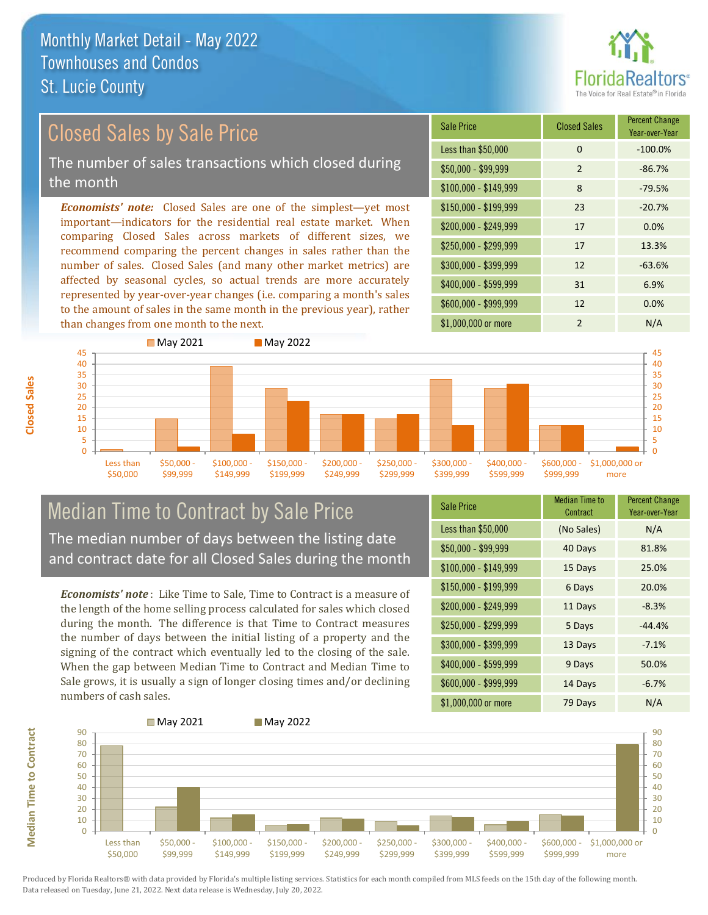# Monthly Market Detail - May 2022
## Townhouses and Condos
## St. Lucie County

## Closed Sales by Sale Price

The number of sales transactions which closed during the month

***Economists' note:*** Closed Sales are one of the simplest—yet most important—indicators for the residential real estate market. When comparing Closed Sales across markets of different sizes, we recommend comparing the percent changes in sales rather than the number of sales. Closed Sales (and many other market metrics) are affected by seasonal cycles, so actual trends are more accurately represented by year-over-year changes (i.e. comparing a month's sales to the amount of sales in the same month in the previous year), rather than changes from one month to the next.

| Sale Price | Closed Sales | Percent Change Year-over-Year |
|---|---|---|
| Less than $50,000 | 0 | -100.0% |
| $50,000 - $99,999 | 2 | -86.7% |
| $100,000 - $149,999 | 8 | -79.5% |
| $150,000 - $199,999 | 23 | -20.7% |
| $200,000 - $249,999 | 17 | 0.0% |
| $250,000 - $299,999 | 17 | 13.3% |
| $300,000 - $399,999 | 12 | -63.6% |
| $400,000 - $599,999 | 31 | 6.9% |
| $600,000 - $999,999 | 12 | 0.0% |
| $1,000,000 or more | 2 | N/A |

## Median Time to Contract by Sale Price

The median number of days between the listing date and contract date for all Closed Sales during the month

***Economists' note*** : Like Time to Sale, Time to Contract is a measure of the length of the home selling process calculated for sales which closed during the month. The difference is that Time to Contract measures the number of days between the initial listing of a property and the signing of the contract which eventually led to the closing of the sale. When the gap between Median Time to Contract and Median Time to Sale grows, it is usually a sign of longer closing times and/or declining numbers of cash sales.

| Sale Price | Median Time to Contract | Percent Change Year-over-Year |
|---|---|---|
| Less than $50,000 | (No Sales) | N/A |
| $50,000 - $99,999 | 40 Days | 81.8% |
| $100,000 - $149,999 | 15 Days | 25.0% |
| $150,000 - $199,999 | 6 Days | 20.0% |
| $200,000 - $249,999 | 11 Days | -8.3% |
| $250,000 - $299,999 | 5 Days | -44.4% |
| $300,000 - $399,999 | 13 Days | -7.1% |
| $400,000 - $599,999 | 9 Days | 50.0% |
| $600,000 - $999,999 | 14 Days | -6.7% |
| $1,000,000 or more | 79 Days | N/A |

Produced by Florida Realtors® with data provided by Florida's multiple listing services. Statistics for each month compiled from MLS feeds on the 15th day of the following month. Data released on Tuesday, June 21, 2022. Next data release is Wednesday, July 20, 2022.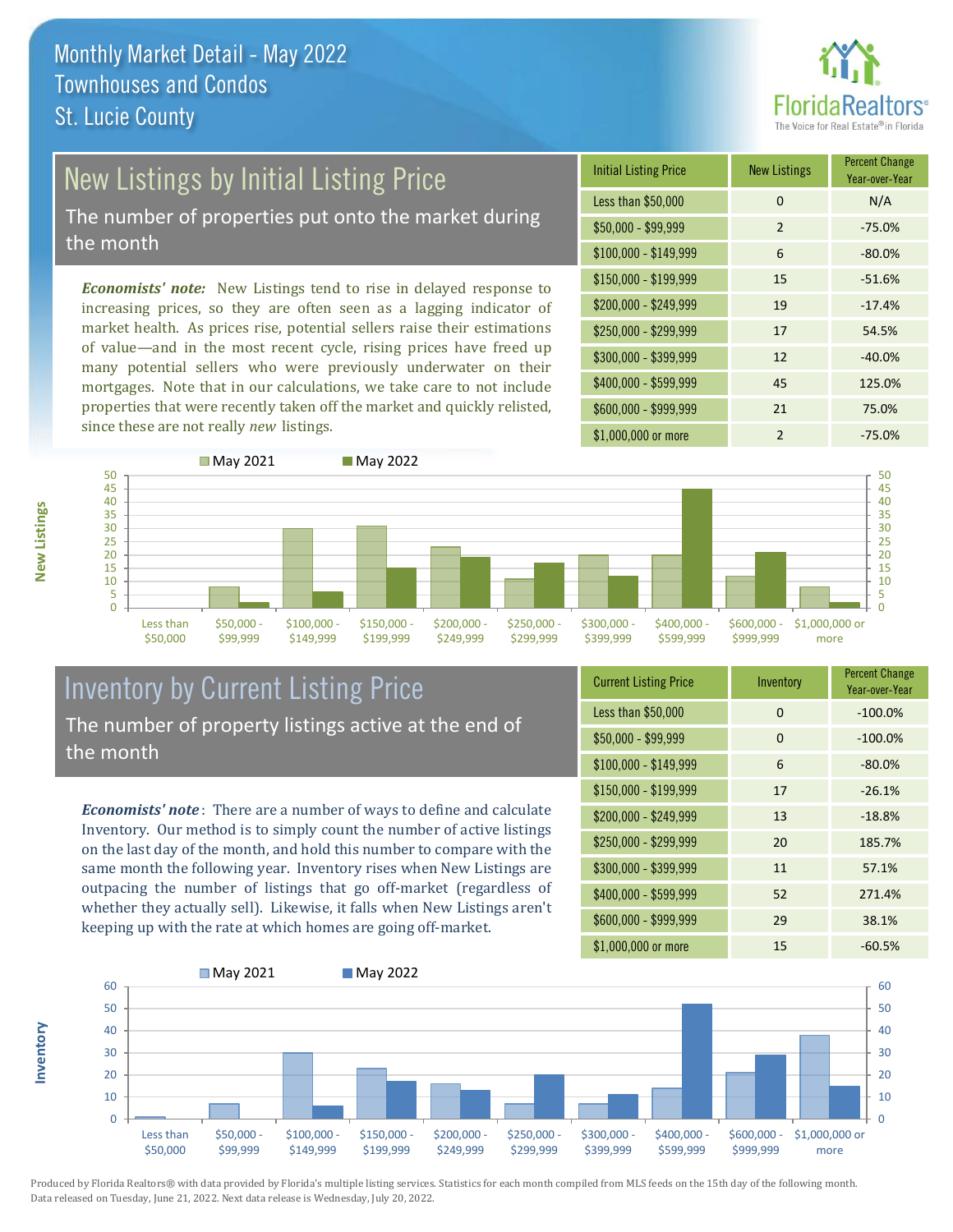# Monthly Market Detail - May 2022
## Townhouses and Condos
## St. Lucie County

## New Listings by Initial Listing Price

The number of properties put onto the market during the month

*Economists' note:* New Listings tend to rise in delayed response to increasing prices, so they are often seen as a lagging indicator of market health. As prices rise, potential sellers raise their estimations of value—and in the most recent cycle, rising prices have freed up many potential sellers who were previously underwater on their mortgages. Note that in our calculations, we take care to not include properties that were recently taken off the market and quickly relisted, since these are not really *new* listings.

| Initial Listing Price | New Listings | Percent Change Year-over-Year |
|---|---|---|
| Less than $50,000 | 0 | N/A |
| $50,000 - $99,999 | 2 | -75.0% |
| $100,000 - $149,999 | 6 | -80.0% |
| $150,000 - $199,999 | 15 | -51.6% |
| $200,000 - $249,999 | 19 | -17.4% |
| $250,000 - $299,999 | 17 | 54.5% |
| $300,000 - $399,999 | 12 | -40.0% |
| $400,000 - $599,999 | 45 | 125.0% |
| $600,000 - $999,999 | 21 | 75.0% |
| $1,000,000 or more | 2 | -75.0% |

## Inventory by Current Listing Price

The number of property listings active at the end of the month

*Economists' note*: There are a number of ways to define and calculate Inventory. Our method is to simply count the number of active listings on the last day of the month, and hold this number to compare with the same month the following year. Inventory rises when New Listings are outpacing the number of listings that go off-market (regardless of whether they actually sell). Likewise, it falls when New Listings aren't keeping up with the rate at which homes are going off-market.

| Current Listing Price | Inventory | Percent Change Year-over-Year |
|---|---|---|
| Less than $50,000 | 0 | -100.0% |
| $50,000 - $99,999 | 0 | -100.0% |
| $100,000 - $149,999 | 6 | -80.0% |
| $150,000 - $199,999 | 17 | -26.1% |
| $200,000 - $249,999 | 13 | -18.8% |
| $250,000 - $299,999 | 20 | 185.7% |
| $300,000 - $399,999 | 11 | 57.1% |
| $400,000 - $599,999 | 52 | 271.4% |
| $600,000 - $999,999 | 29 | 38.1% |
| $1,000,000 or more | 15 | -60.5% |

Produced by Florida Realtors® with data provided by Florida's multiple listing services. Statistics for each month compiled from MLS feeds on the 15th day of the following month. Data released on Tuesday, June 21, 2022. Next data release is Wednesday, July 20, 2022.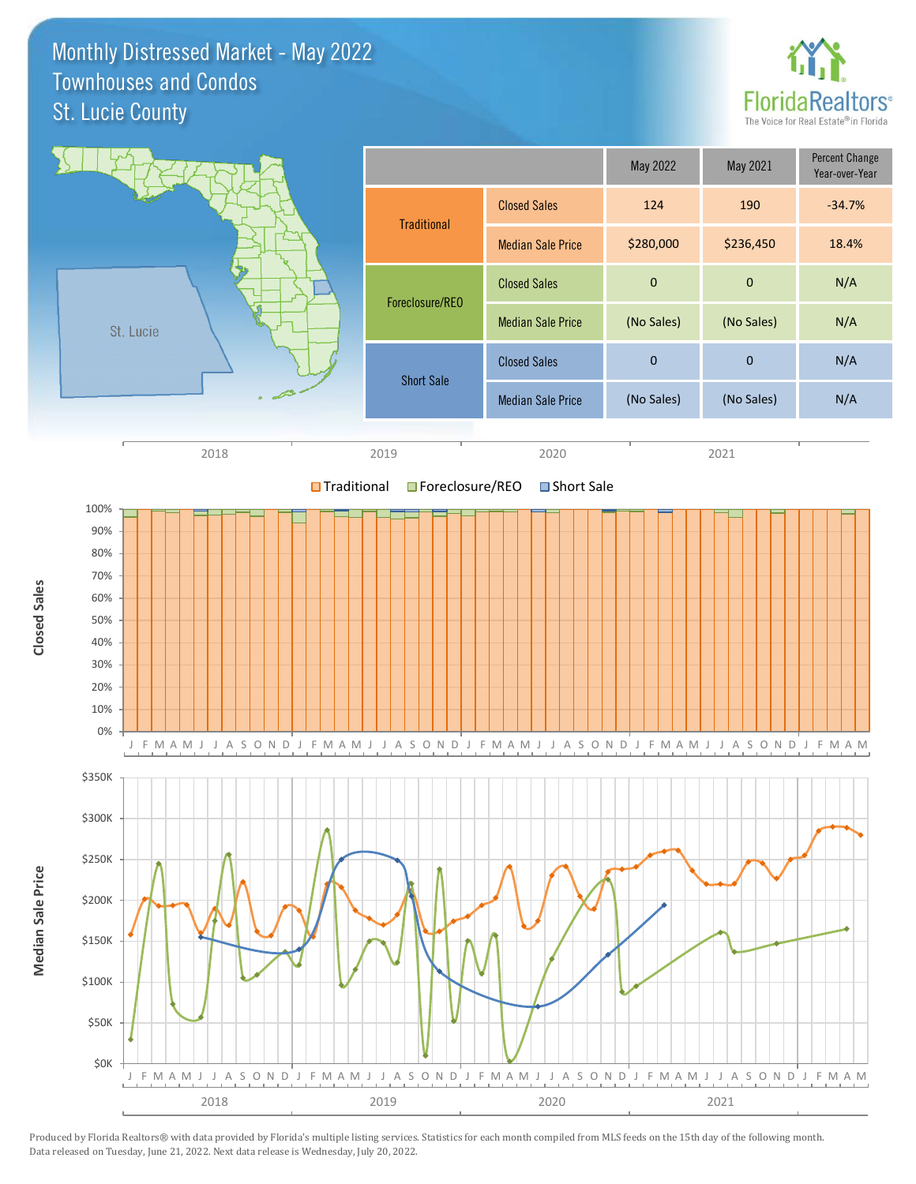# Monthly Distressed Market - May 2022
## Townhouses and Condos
## St. Lucie County

FloridaRealtors®
The Voice for Real Estate® in Florida

St. Lucie

| | | May 2022 | May 2021 | Percent Change Year-over-Year |
|---|---|---|---|---|
| Traditional | Closed Sales | 124 | 190 | -34.7% |
| | Median Sale Price | $280,000 | $236,450 | 18.4% |
| Foreclosure/REO | Closed Sales | 0 | 0 | N/A |
| | Median Sale Price | (No Sales) | (No Sales) | N/A |
| Short Sale | Closed Sales | 0 | 0 | N/A |
| | Median Sale Price | (No Sales) | (No Sales) | N/A |

2018 2019 2020 2021

Traditional Foreclosure/REO Short Sale

Closed Sales

100% 90% 80% 70% 60% 50% 40% 30% 20% 10% 0%

J F M A M J J A S O N D J F M A M J J A S O N D J F M A M J J A S O N D J F M A M J J A S O N D J F M A M

Median Sale Price

$350K $300K $250K $200K $150K $100K $50K $0K

J F M A M J J A S O N D J F M A M J J A S O N D J F M A M J J A S O N D J F M A M J J A S O N D J F M A M

2018 2019 2020 2021

Produced by Florida Realtors® with data provided by Florida's multiple listing services. Statistics for each month compiled from MLS feeds on the 15th day of the following month.
Data released on Tuesday, June 21, 2022. Next data release is Wednesday, July 20, 2022.